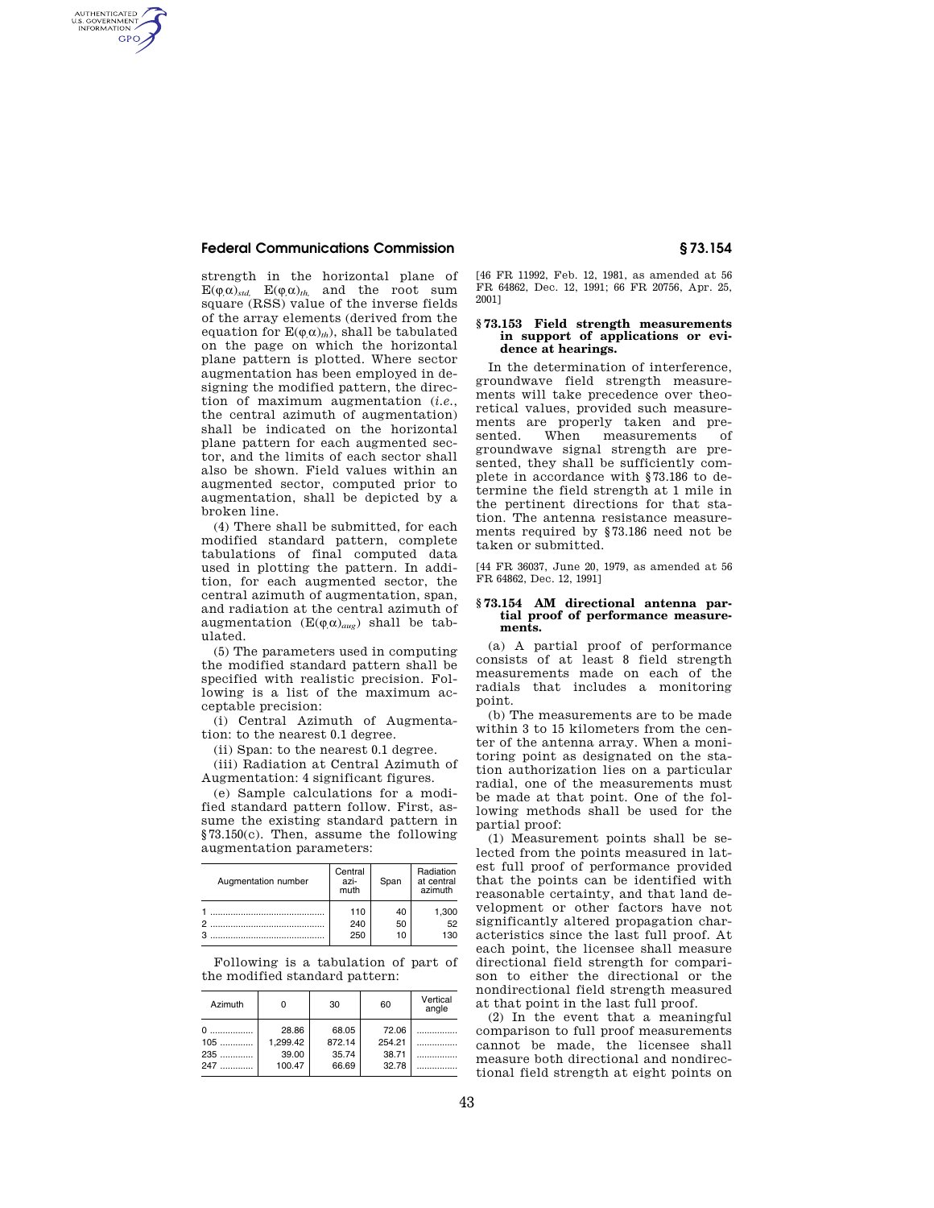strength in the horizontal plane of $E(\varphi,\alpha)_{std}$, $E(\varphi,\alpha)_{th}$, and the root sum square (RSS) value of the inverse fields of the array elements (derived from the equation for $E(\varphi,\alpha)_{th}$), shall be tabulated on the page on which the horizontal plane pattern is plotted. Where sector augmentation has been employed in designing the modified pattern, the direction of maximum augmentation (*i.e.*, the central azimuth of augmentation) shall be indicated on the horizontal plane pattern for each augmented sector, and the limits of each sector shall also be shown. Field values within an augmented sector, computed prior to augmentation, shall be depicted by a broken line.

(4) There shall be submitted, for each modified standard pattern, complete tabulations of final computed data used in plotting the pattern. In addition, for each augmented sector, the central azimuth of augmentation, span, and radiation at the central azimuth of augmentation ($E(\varphi,\alpha)_{aug}$) shall be tabulated.

(5) The parameters used in computing the modified standard pattern shall be specified with realistic precision. Following is a list of the maximum acceptable precision:

(i) Central Azimuth of Augmentation: to the nearest 0.1 degree.

(ii) Span: to the nearest 0.1 degree.

(iii) Radiation at Central Azimuth of Augmentation: 4 significant figures.

(e) Sample calculations for a modified standard pattern follow. First, assume the existing standard pattern in §73.150(c). Then, assume the following augmentation parameters:

| Augmentation number | Central azimuth | Span | Radiation at central azimuth |
|---|---|---|---|
| 1 | 110 | 40 | 1,300 |
| 2 | 240 | 50 | 52 |
| 3 | 250 | 10 | 130 |

Following is a tabulation of part of the modified standard pattern:

| Azimuth | 0 | 30 | 60 | Vertical angle |
|---|---|---|---|---|
| 0 | 28.86 | 68.05 | 72.06 | |
| 105 | 1,299.42 | 872.14 | 254.21 | |
| 235 | 39.00 | 35.74 | 38.71 | |
| 247 | 100.47 | 66.69 | 32.78 | |

[46 FR 11992, Feb. 12, 1981, as amended at 56 FR 64862, Dec. 12, 1991; 66 FR 20756, Apr. 25, 2001]

## §73.153 Field strength measurements in support of applications or evidence at hearings.

In the determination of interference, groundwave field strength measurements will take precedence over theoretical values, provided such measurements are properly taken and presented. When measurements of groundwave signal strength are presented, they shall be sufficiently complete in accordance with §73.186 to determine the field strength at 1 mile in the pertinent directions for that station. The antenna resistance measurements required by §73.186 need not be taken or submitted.

[44 FR 36037, June 20, 1979, as amended at 56 FR 64862, Dec. 12, 1991]

## §73.154 AM directional antenna partial proof of performance measurements.

(a) A partial proof of performance consists of at least 8 field strength measurements made on each of the radials that includes a monitoring point.

(b) The measurements are to be made within 3 to 15 kilometers from the center of the antenna array. When a monitoring point as designated on the station authorization lies on a particular radial, one of the measurements must be made at that point. One of the following methods shall be used for the partial proof:

(1) Measurement points shall be selected from the points measured in latest full proof of performance provided that the points can be identified with reasonable certainty, and that land development or other factors have not significantly altered propagation characteristics since the last full proof. At each point, the licensee shall measure directional field strength for comparison to either the directional or the nondirectional field strength measured at that point in the last full proof.

(2) In the event that a meaningful comparison to full proof measurements cannot be made, the licensee shall measure both directional and nondirectional field strength at eight points on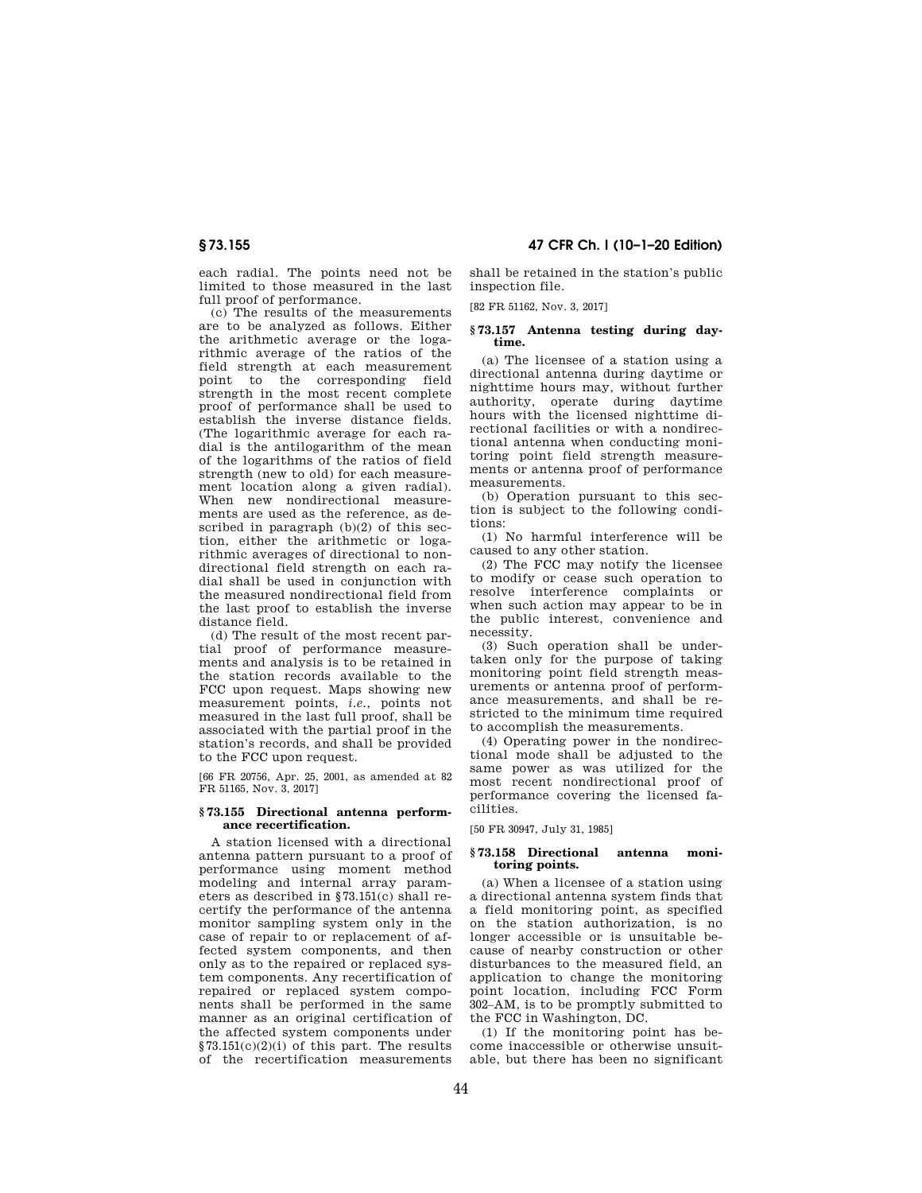each radial. The points need not be limited to those measured in the last full proof of performance.

(c) The results of the measurements are to be analyzed as follows. Either the arithmetic average or the logarithmic average of the ratios of the field strength at each measurement point to the corresponding field strength in the most recent complete proof of performance shall be used to establish the inverse distance fields. (The logarithmic average for each radial is the antilogarithm of the mean of the logarithms of the ratios of field strength (new to old) for each measurement location along a given radial). When new nondirectional measurements are used as the reference, as described in paragraph (b)(2) of this section, either the arithmetic or logarithmic averages of directional to nondirectional field strength on each radial shall be used in conjunction with the measured nondirectional field from the last proof to establish the inverse distance field.

(d) The result of the most recent partial proof of performance measurements and analysis is to be retained in the station records available to the FCC upon request. Maps showing new measurement points, *i.e.*, points not measured in the last full proof, shall be associated with the partial proof in the station's records, and shall be provided to the FCC upon request.

[66 FR 20756, Apr. 25, 2001, as amended at 82 FR 51165, Nov. 3, 2017]

### § 73.155 Directional antenna performance recertification.

A station licensed with a directional antenna pattern pursuant to a proof of performance using moment method modeling and internal array parameters as described in §73.151(c) shall recertify the performance of the antenna monitor sampling system only in the case of repair to or replacement of affected system components, and then only as to the repaired or replaced system components. Any recertification of repaired or replaced system components shall be performed in the same manner as an original certification of the affected system components under §73.151(c)(2)(i) of this part. The results of the recertification measurements shall be retained in the station's public inspection file.

[82 FR 51162, Nov. 3, 2017]

### § 73.157 Antenna testing during daytime.

(a) The licensee of a station using a directional antenna during daytime or nighttime hours may, without further authority, operate during daytime hours with the licensed nighttime directional facilities or with a nondirectional antenna when conducting monitoring point field strength measurements or antenna proof of performance measurements.

(b) Operation pursuant to this section is subject to the following conditions:

(1) No harmful interference will be caused to any other station.

(2) The FCC may notify the licensee to modify or cease such operation to resolve interference complaints or when such action may appear to be in the public interest, convenience and necessity.

(3) Such operation shall be undertaken only for the purpose of taking monitoring point field strength measurements or antenna proof of performance measurements, and shall be restricted to the minimum time required to accomplish the measurements.

(4) Operating power in the nondirectional mode shall be adjusted to the same power as was utilized for the most recent nondirectional proof of performance covering the licensed facilities.

[50 FR 30947, July 31, 1985]

### § 73.158 Directional antenna monitoring points.

(a) When a licensee of a station using a directional antenna system finds that a field monitoring point, as specified on the station authorization, is no longer accessible or is unsuitable because of nearby construction or other disturbances to the measured field, an application to change the monitoring point location, including FCC Form 302–AM, is to be promptly submitted to the FCC in Washington, DC.

(1) If the monitoring point has become inaccessible or otherwise unsuitable, but there has been no significant